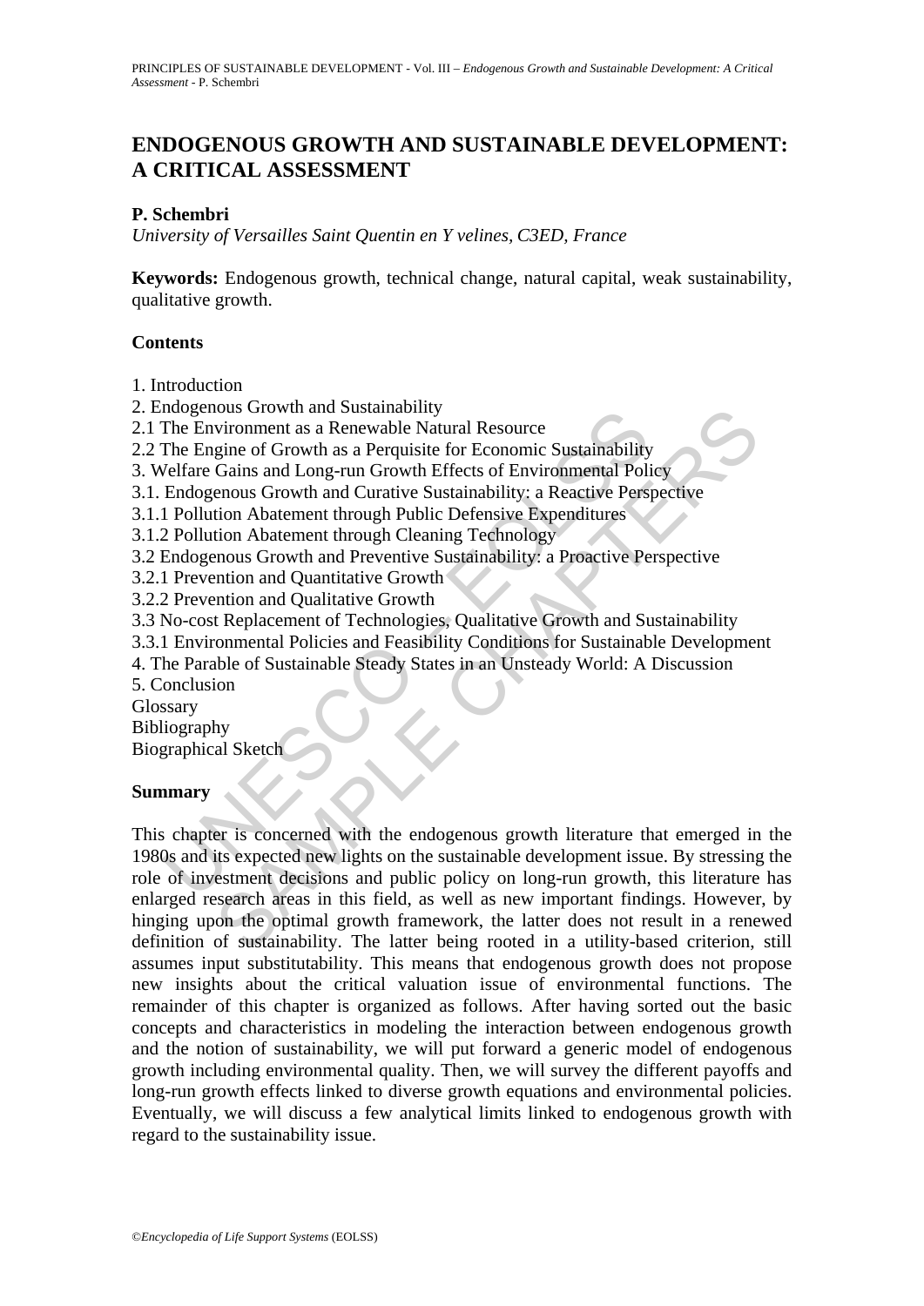# ENDOGENOUS GROWTH AND SUSTAINABLE DEVELOPMENT: A CRITICAL ASSESSMENT

**P. Schembri**

*University of Versailles Saint Quentin en Y velines, C3ED, France*

**Keywords:** Endogenous growth, technical change, natural capital, weak sustainability, qualitative growth.

## Contents

1. Introduction
2. Endogenous Growth and Sustainability
2.1 The Environment as a Renewable Natural Resource
2.2 The Engine of Growth as a Perquisite for Economic Sustainability
3. Welfare Gains and Long-run Growth Effects of Environmental Policy
3.1. Endogenous Growth and Curative Sustainability: a Reactive Perspective
3.1.1 Pollution Abatement through Public Defensive Expenditures
3.1.2 Pollution Abatement through Cleaning Technology
3.2 Endogenous Growth and Preventive Sustainability: a Proactive Perspective
3.2.1 Prevention and Quantitative Growth
3.2.2 Prevention and Qualitative Growth
3.3 No-cost Replacement of Technologies, Qualitative Growth and Sustainability
3.3.1 Environmental Policies and Feasibility Conditions for Sustainable Development
4. The Parable of Sustainable Steady States in an Unsteady World: A Discussion
5. Conclusion
Glossary
Bibliography
Biographical Sketch

## Summary

This chapter is concerned with the endogenous growth literature that emerged in the 1980s and its expected new lights on the sustainable development issue. By stressing the role of investment decisions and public policy on long-run growth, this literature has enlarged research areas in this field, as well as new important findings. However, by hinging upon the optimal growth framework, the latter does not result in a renewed definition of sustainability. The latter being rooted in a utility-based criterion, still assumes input substitutability. This means that endogenous growth does not propose new insights about the critical valuation issue of environmental functions. The remainder of this chapter is organized as follows. After having sorted out the basic concepts and characteristics in modeling the interaction between endogenous growth and the notion of sustainability, we will put forward a generic model of endogenous growth including environmental quality. Then, we will survey the different payoffs and long-run growth effects linked to diverse growth equations and environmental policies. Eventually, we will discuss a few analytical limits linked to endogenous growth with regard to the sustainability issue.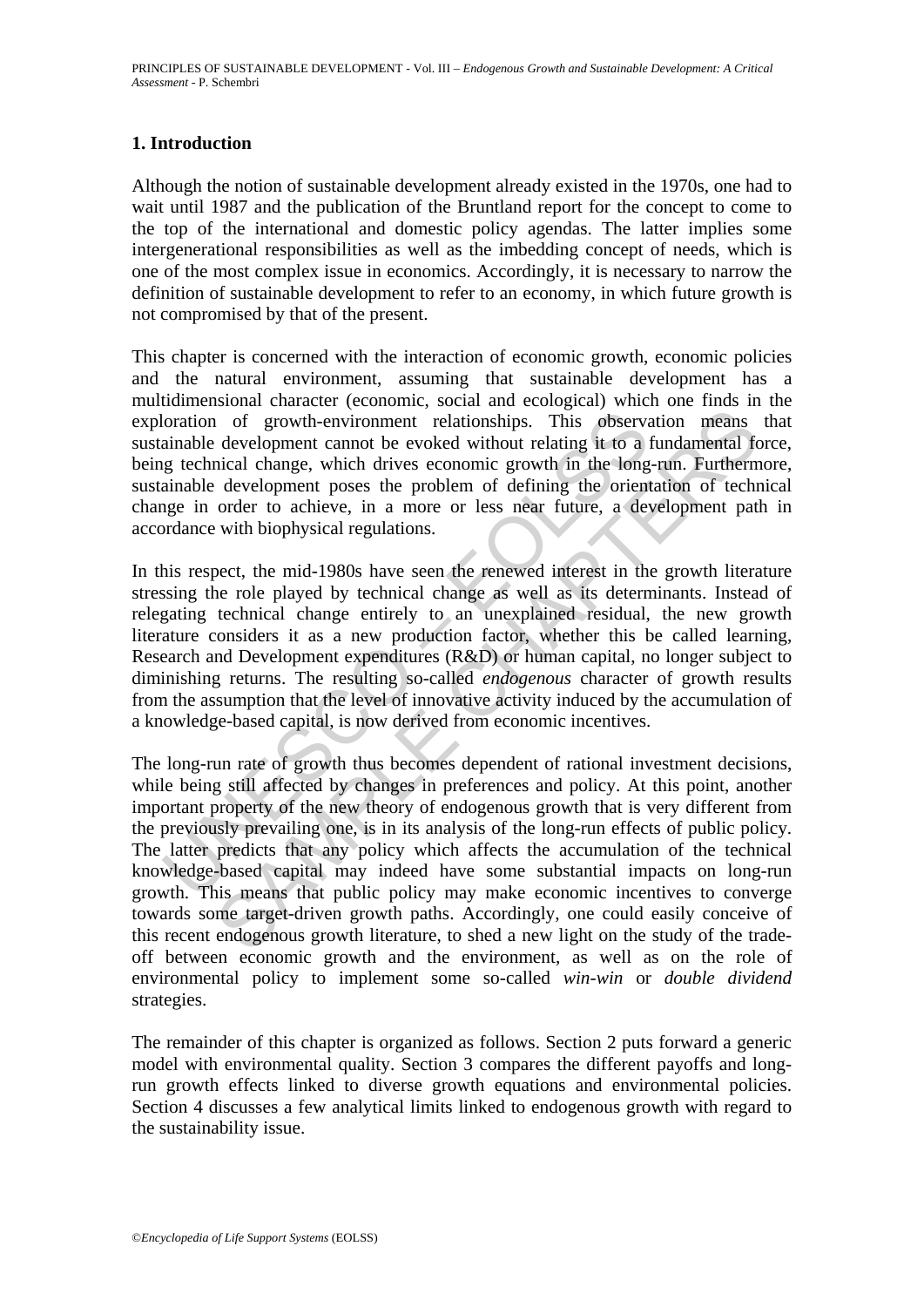## 1. Introduction

Although the notion of sustainable development already existed in the 1970s, one had to wait until 1987 and the publication of the Bruntland report for the concept to come to the top of the international and domestic policy agendas. The latter implies some intergenerational responsibilities as well as the imbedding concept of needs, which is one of the most complex issue in economics. Accordingly, it is necessary to narrow the definition of sustainable development to refer to an economy, in which future growth is not compromised by that of the present.

This chapter is concerned with the interaction of economic growth, economic policies and the natural environment, assuming that sustainable development has a multidimensional character (economic, social and ecological) which one finds in the exploration of growth-environment relationships. This observation means that sustainable development cannot be evoked without relating it to a fundamental force, being technical change, which drives economic growth in the long-run. Furthermore, sustainable development poses the problem of defining the orientation of technical change in order to achieve, in a more or less near future, a development path in accordance with biophysical regulations.

In this respect, the mid-1980s have seen the renewed interest in the growth literature stressing the role played by technical change as well as its determinants. Instead of relegating technical change entirely to an unexplained residual, the new growth literature considers it as a new production factor, whether this be called learning, Research and Development expenditures (R&D) or human capital, no longer subject to diminishing returns. The resulting so-called *endogenous* character of growth results from the assumption that the level of innovative activity induced by the accumulation of a knowledge-based capital, is now derived from economic incentives.

The long-run rate of growth thus becomes dependent of rational investment decisions, while being still affected by changes in preferences and policy. At this point, another important property of the new theory of endogenous growth that is very different from the previously prevailing one, is in its analysis of the long-run effects of public policy. The latter predicts that any policy which affects the accumulation of the technical knowledge-based capital may indeed have some substantial impacts on long-run growth. This means that public policy may make economic incentives to converge towards some target-driven growth paths. Accordingly, one could easily conceive of this recent endogenous growth literature, to shed a new light on the study of the trade-off between economic growth and the environment, as well as on the role of environmental policy to implement some so-called *win-win* or *double dividend* strategies.

The remainder of this chapter is organized as follows. Section 2 puts forward a generic model with environmental quality. Section 3 compares the different payoffs and long-run growth effects linked to diverse growth equations and environmental policies. Section 4 discusses a few analytical limits linked to endogenous growth with regard to the sustainability issue.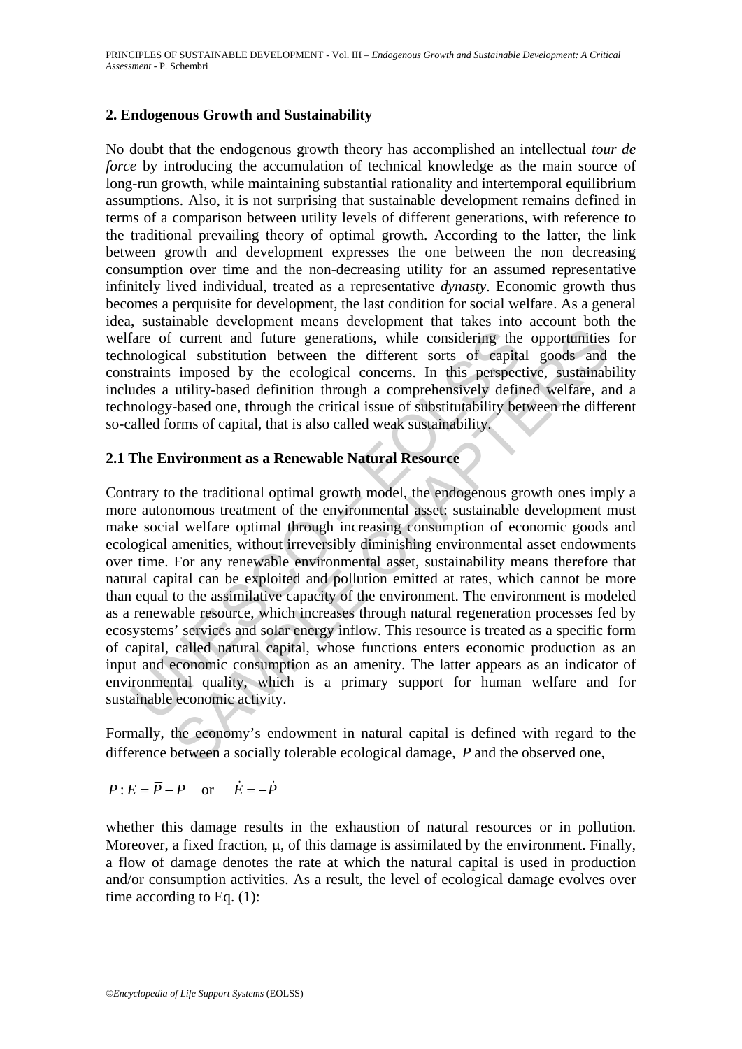## 2. Endogenous Growth and Sustainability

No doubt that the endogenous growth theory has accomplished an intellectual *tour de force* by introducing the accumulation of technical knowledge as the main source of long-run growth, while maintaining substantial rationality and intertemporal equilibrium assumptions. Also, it is not surprising that sustainable development remains defined in terms of a comparison between utility levels of different generations, with reference to the traditional prevailing theory of optimal growth. According to the latter, the link between growth and development expresses the one between the non decreasing consumption over time and the non-decreasing utility for an assumed representative infinitely lived individual, treated as a representative *dynasty*. Economic growth thus becomes a perquisite for development, the last condition for social welfare. As a general idea, sustainable development means development that takes into account both the welfare of current and future generations, while considering the opportunities for technological substitution between the different sorts of capital goods and the constraints imposed by the ecological concerns. In this perspective, sustainability includes a utility-based definition through a comprehensively defined welfare, and a technology-based one, through the critical issue of substitutability between the different so-called forms of capital, that is also called weak sustainability.

### 2.1 The Environment as a Renewable Natural Resource

Contrary to the traditional optimal growth model, the endogenous growth ones imply a more autonomous treatment of the environmental asset: sustainable development must make social welfare optimal through increasing consumption of economic goods and ecological amenities, without irreversibly diminishing environmental asset endowments over time. For any renewable environmental asset, sustainability means therefore that natural capital can be exploited and pollution emitted at rates, which cannot be more than equal to the assimilative capacity of the environment. The environment is modeled as a renewable resource, which increases through natural regeneration processes fed by ecosystems' services and solar energy inflow. This resource is treated as a specific form of capital, called natural capital, whose functions enters economic production as an input and economic consumption as an amenity. The latter appears as an indicator of environmental quality, which is a primary support for human welfare and for sustainable economic activity.

Formally, the economy's endowment in natural capital is defined with regard to the difference between a socially tolerable ecological damage, $\overline{P}$ and the observed one,

$$P : E = \overline{P} - P \quad \text{or} \quad \dot{E} = -\dot{P}$$

whether this damage results in the exhaustion of natural resources or in pollution. Moreover, a fixed fraction, $\mu$, of this damage is assimilated by the environment. Finally, a flow of damage denotes the rate at which the natural capital is used in production and/or consumption activities. As a result, the level of ecological damage evolves over time according to Eq. (1):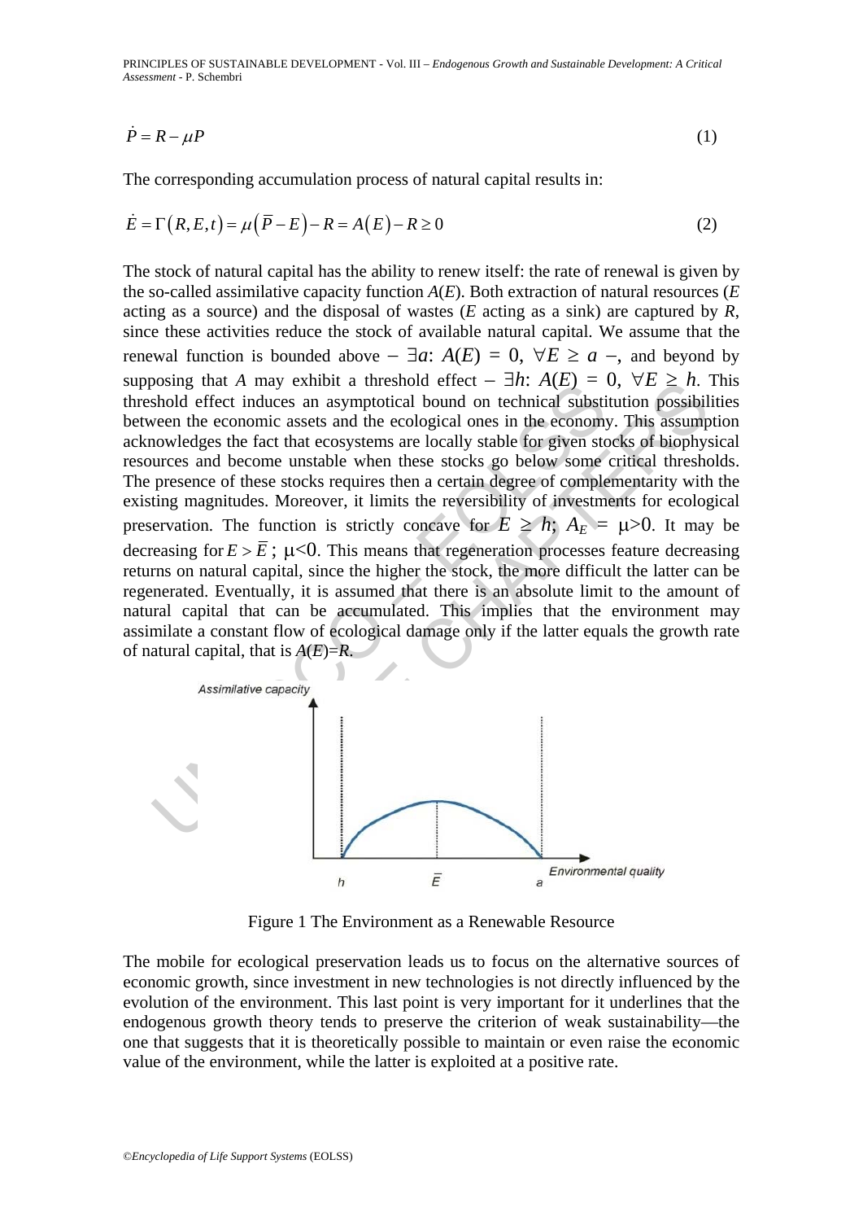$$\dot{P} = R - \mu P \tag{1}$$

The corresponding accumulation process of natural capital results in:

$$\dot{E} = \Gamma(R, E, t) = \mu(\overline{P} - E) - R = A(E) - R \geq 0 \tag{2}$$

The stock of natural capital has the ability to renew itself: the rate of renewal is given by the so-called assimilative capacity function $A(E)$. Both extraction of natural resources ($E$ acting as a source) and the disposal of wastes ($E$ acting as a sink) are captured by $R$, since these activities reduce the stock of available natural capital. We assume that the renewal function is bounded above – $\exists a$: $A(E) = 0$, $\forall E \geq a$ –, and beyond by supposing that $A$ may exhibit a threshold effect – $\exists h$: $A(E) = 0$, $\forall E \geq h$. This threshold effect induces an asymptotical bound on technical substitution possibilities between the economic assets and the ecological ones in the economy. This assumption acknowledges the fact that ecosystems are locally stable for given stocks of biophysical resources and become unstable when these stocks go below some critical thresholds. The presence of these stocks requires then a certain degree of complementarity with the existing magnitudes. Moreover, it limits the reversibility of investments for ecological preservation. The function is strictly concave for $E \geq h$; $A_E = \mu > 0$. It may be decreasing for $E > \overline{E}$; $\mu < 0$. This means that regeneration processes feature decreasing returns on natural capital, since the higher the stock, the more difficult the latter can be regenerated. Eventually, it is assumed that there is an absolute limit to the amount of natural capital that can be accumulated. This implies that the environment may assimilate a constant flow of ecological damage only if the latter equals the growth rate of natural capital, that is $A(E)=R$.

Figure 1 The Environment as a Renewable Resource

The mobile for ecological preservation leads us to focus on the alternative sources of economic growth, since investment in new technologies is not directly influenced by the evolution of the environment. This last point is very important for it underlines that the endogenous growth theory tends to preserve the criterion of weak sustainability—the one that suggests that it is theoretically possible to maintain or even raise the economic value of the environment, while the latter is exploited at a positive rate.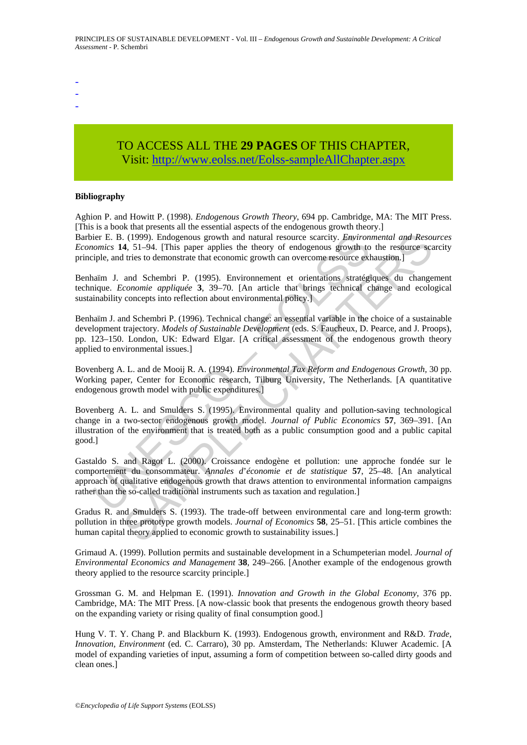-
-
-

TO ACCESS ALL THE **29 PAGES** OF THIS CHAPTER,
Visit: http://www.eolss.net/Eolss-sampleAllChapter.aspx

**Bibliography**

Aghion P. and Howitt P. (1998). *Endogenous Growth Theory*, 694 pp. Cambridge, MA: The MIT Press. [This is a book that presents all the essential aspects of the endogenous growth theory.]

Barbier E. B. (1999). Endogenous growth and natural resource scarcity. *Environmental and Resources Economics* **14**, 51–94. [This paper applies the theory of endogenous growth to the resource scarcity principle, and tries to demonstrate that economic growth can overcome resource exhaustion.]

Benhaïm J. and Schembri P. (1995). Environnement et orientations stratégiques du changement technique. *Economie appliquée* **3**, 39–70. [An article that brings technical change and ecological sustainability concepts into reflection about environmental policy.]

Benhaïm J. and Schembri P. (1996). Technical change: an essential variable in the choice of a sustainable development trajectory. *Models of Sustainable Development* (eds. S. Faucheux, D. Pearce, and J. Proops), pp. 123–150. London, UK: Edward Elgar. [A critical assessment of the endogenous growth theory applied to environmental issues.]

Bovenberg A. L. and de Mooij R. A. (1994). *Environmental Tax Reform and Endogenous Growth,* 30 pp. Working paper, Center for Economic research, Tilburg University, The Netherlands. [A quantitative endogenous growth model with public expenditures.]

Bovenberg A. L. and Smulders S. (1995). Environmental quality and pollution-saving technological change in a two-sector endogenous growth model. *Journal of Public Economics* **57**, 369–391. [An illustration of the environment that is treated both as a public consumption good and a public capital good.]

Gastaldo S. and Ragot L. (2000). Croissance endogène et pollution: une approche fondée sur le comportement du consommateur. *Annales d'économie et de statistique* **57**, 25–48. [An analytical approach of qualitative endogenous growth that draws attention to environmental information campaigns rather than the so-called traditional instruments such as taxation and regulation.]

Gradus R. and Smulders S. (1993). The trade-off between environmental care and long-term growth: pollution in three prototype growth models. *Journal of Economics* **58**, 25–51. [This article combines the human capital theory applied to economic growth to sustainability issues.]

Grimaud A. (1999). Pollution permits and sustainable development in a Schumpeterian model. *Journal of Environmental Economics and Management* **38**, 249–266. [Another example of the endogenous growth theory applied to the resource scarcity principle.]

Grossman G. M. and Helpman E. (1991). *Innovation and Growth in the Global Economy,* 376 pp. Cambridge, MA: The MIT Press. [A now-classic book that presents the endogenous growth theory based on the expanding variety or rising quality of final consumption good.]

Hung V. T. Y. Chang P. and Blackburn K. (1993). Endogenous growth, environment and R&D. *Trade, Innovation, Environment* (ed. C. Carraro), 30 pp. Amsterdam, The Netherlands: Kluwer Academic. [A model of expanding varieties of input, assuming a form of competition between so-called dirty goods and clean ones.]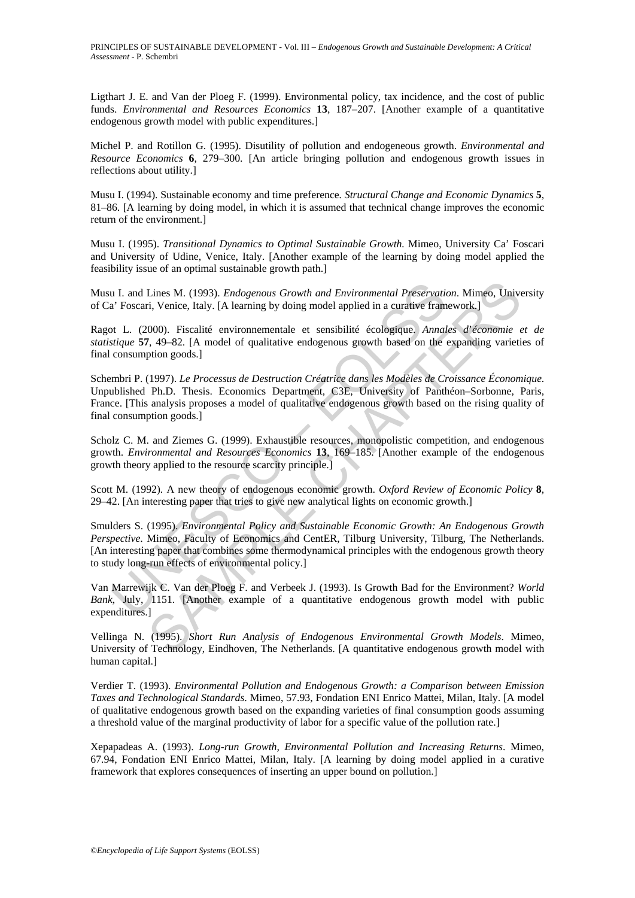Ligthart J. E. and Van der Ploeg F. (1999). Environmental policy, tax incidence, and the cost of public funds. *Environmental and Resources Economics* **13**, 187–207. [Another example of a quantitative endogenous growth model with public expenditures.]

Michel P. and Rotillon G. (1995). Disutility of pollution and endogeneous growth. *Environmental and Resource Economics* **6**, 279–300. [An article bringing pollution and endogenous growth issues in reflections about utility.]

Musu I. (1994). Sustainable economy and time preference. *Structural Change and Economic Dynamics* **5**, 81–86. [A learning by doing model, in which it is assumed that technical change improves the economic return of the environment.]

Musu I. (1995). *Transitional Dynamics to Optimal Sustainable Growth.* Mimeo, University Ca' Foscari and University of Udine, Venice, Italy. [Another example of the learning by doing model applied the feasibility issue of an optimal sustainable growth path.]

Musu I. and Lines M. (1993). *Endogenous Growth and Environmental Preservation*. Mimeo, University of Ca' Foscari, Venice, Italy. [A learning by doing model applied in a curative framework.]

Ragot L. (2000). Fiscalité environnementale et sensibilité écologique. *Annales d'économie et de statistique* **57**, 49–82. [A model of qualitative endogenous growth based on the expanding varieties of final consumption goods.]

Schembri P. (1997). *Le Processus de Destruction Créatrice dans les Modèles de Croissance Économique.* Unpublished Ph.D. Thesis. Economics Department, C3E, University of Panthéon–Sorbonne, Paris, France. [This analysis proposes a model of qualitative endogenous growth based on the rising quality of final consumption goods.]

Scholz C. M. and Ziemes G. (1999). Exhaustible resources, monopolistic competition, and endogenous growth. *Environmental and Resources Economics* **13**, 169–185. [Another example of the endogenous growth theory applied to the resource scarcity principle.]

Scott M. (1992). A new theory of endogenous economic growth. *Oxford Review of Economic Policy* **8**, 29–42. [An interesting paper that tries to give new analytical lights on economic growth.]

Smulders S. (1995). *Environmental Policy and Sustainable Economic Growth: An Endogenous Growth Perspective*. Mimeo, Faculty of Economics and CentER, Tilburg University, Tilburg, The Netherlands. [An interesting paper that combines some thermodynamical principles with the endogenous growth theory to study long-run effects of environmental policy.]

Van Marrewijk C. Van der Ploeg F. and Verbeek J. (1993). Is Growth Bad for the Environment? *World Bank*, July, 1151. [Another example of a quantitative endogenous growth model with public expenditures.]

Vellinga N. (1995). *Short Run Analysis of Endogenous Environmental Growth Models*. Mimeo, University of Technology, Eindhoven, The Netherlands. [A quantitative endogenous growth model with human capital.]

Verdier T. (1993). *Environmental Pollution and Endogenous Growth: a Comparison between Emission Taxes and Technological Standards*. Mimeo, 57.93, Fondation ENI Enrico Mattei, Milan, Italy. [A model of qualitative endogenous growth based on the expanding varieties of final consumption goods assuming a threshold value of the marginal productivity of labor for a specific value of the pollution rate.]

Xepapadeas A. (1993). *Long-run Growth, Environmental Pollution and Increasing Returns*. Mimeo, 67.94, Fondation ENI Enrico Mattei, Milan, Italy. [A learning by doing model applied in a curative framework that explores consequences of inserting an upper bound on pollution.]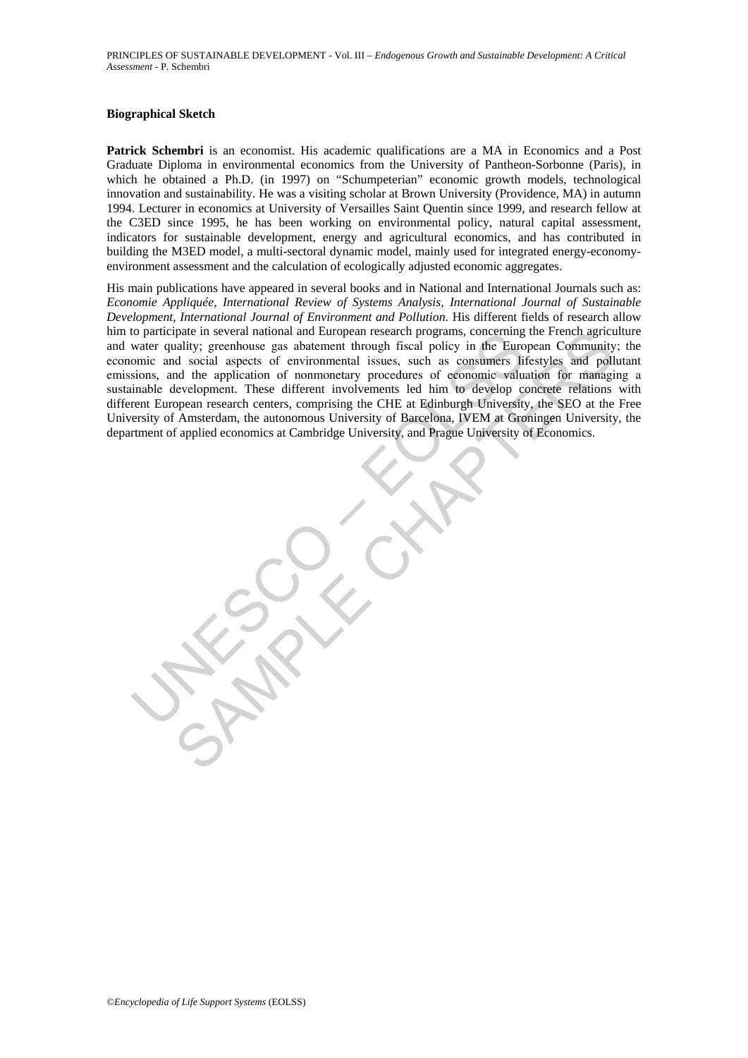### Biographical Sketch

**Patrick Schembri** is an economist. His academic qualifications are a MA in Economics and a Post Graduate Diploma in environmental economics from the University of Pantheon-Sorbonne (Paris), in which he obtained a Ph.D. (in 1997) on "Schumpeterian" economic growth models, technological innovation and sustainability. He was a visiting scholar at Brown University (Providence, MA) in autumn 1994. Lecturer in economics at University of Versailles Saint Quentin since 1999, and research fellow at the C3ED since 1995, he has been working on environmental policy, natural capital assessment, indicators for sustainable development, energy and agricultural economics, and has contributed in building the M3ED model, a multi-sectoral dynamic model, mainly used for integrated energy-economy-environment assessment and the calculation of ecologically adjusted economic aggregates.

His main publications have appeared in several books and in National and International Journals such as: *Economie Appliquée, International Review of Systems Analysis, International Journal of Sustainable Development, International Journal of Environment and Pollution*. His different fields of research allow him to participate in several national and European research programs, concerning the French agriculture and water quality; greenhouse gas abatement through fiscal policy in the European Community; the economic and social aspects of environmental issues, such as consumers lifestyles and pollutant emissions, and the application of nonmonetary procedures of economic valuation for managing a sustainable development. These different involvements led him to develop concrete relations with different European research centers, comprising the CHE at Edinburgh University, the SEO at the Free University of Amsterdam, the autonomous University of Barcelona, IVEM at Groningen University, the department of applied economics at Cambridge University, and Prague University of Economics.